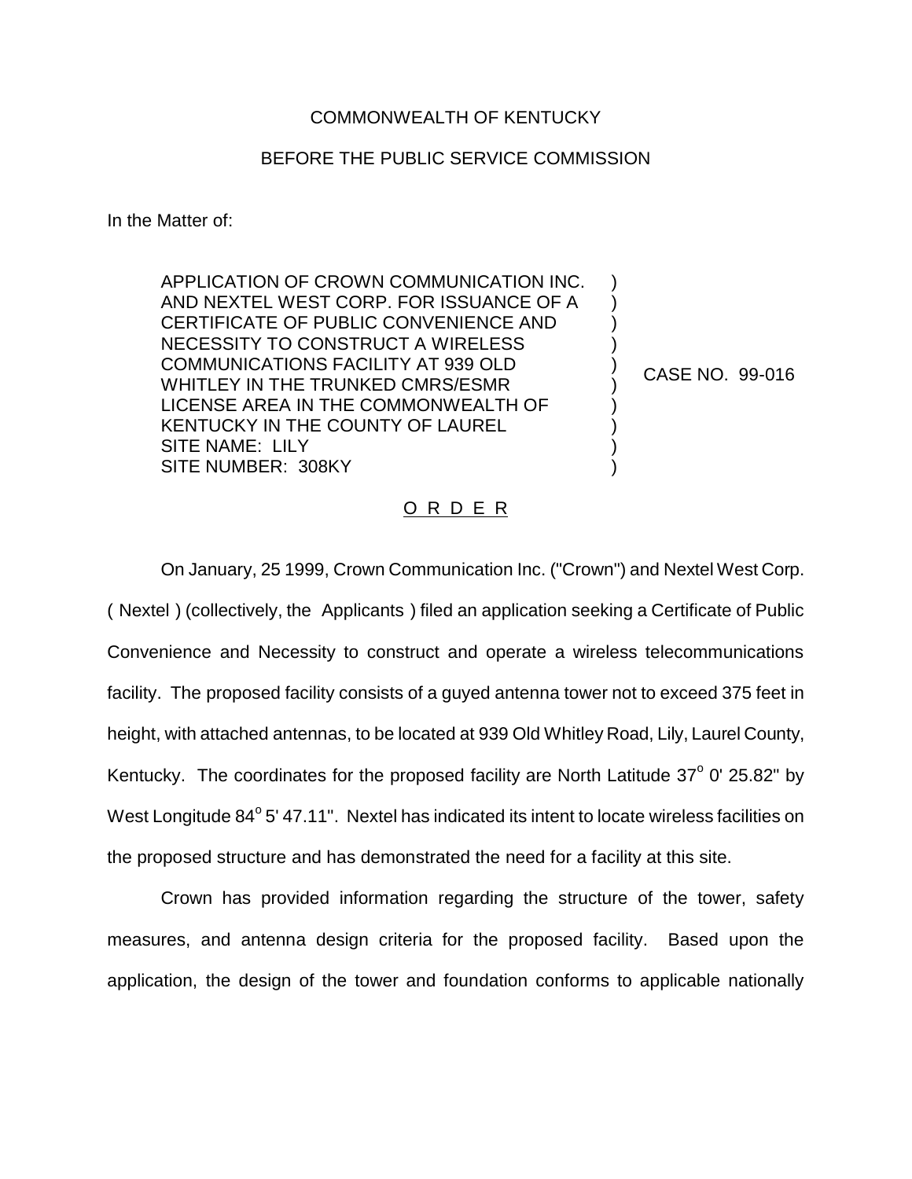COMMONWEALTH OF KENTUCKY

BEFORE THE PUBLIC SERVICE COMMISSION

In the Matter of:

| | | |
|---|---|---|
| APPLICATION OF CROWN COMMUNICATION INC. AND NEXTEL WEST CORP. FOR ISSUANCE OF A CERTIFICATE OF PUBLIC CONVENIENCE AND NECESSITY TO CONSTRUCT A WIRELESS COMMUNICATIONS FACILITY AT 939 OLD WHITLEY IN THE TRUNKED CMRS/ESMR LICENSE AREA IN THE COMMONWEALTH OF KENTUCKY IN THE COUNTY OF LAUREL<br>SITE NAME: LILY<br>SITE NUMBER: 308KY | ) | CASE NO. 99-016 |

O R D E R

On January, 25 1999, Crown Communication Inc. ("Crown") and Nextel West Corp. ( Nextel ) (collectively, the Applicants ) filed an application seeking a Certificate of Public Convenience and Necessity to construct and operate a wireless telecommunications facility. The proposed facility consists of a guyed antenna tower not to exceed 375 feet in height, with attached antennas, to be located at 939 Old Whitley Road, Lily, Laurel County, Kentucky. The coordinates for the proposed facility are North Latitude 37° 0' 25.82" by West Longitude 84° 5' 47.11". Nextel has indicated its intent to locate wireless facilities on the proposed structure and has demonstrated the need for a facility at this site.

Crown has provided information regarding the structure of the tower, safety measures, and antenna design criteria for the proposed facility. Based upon the application, the design of the tower and foundation conforms to applicable nationally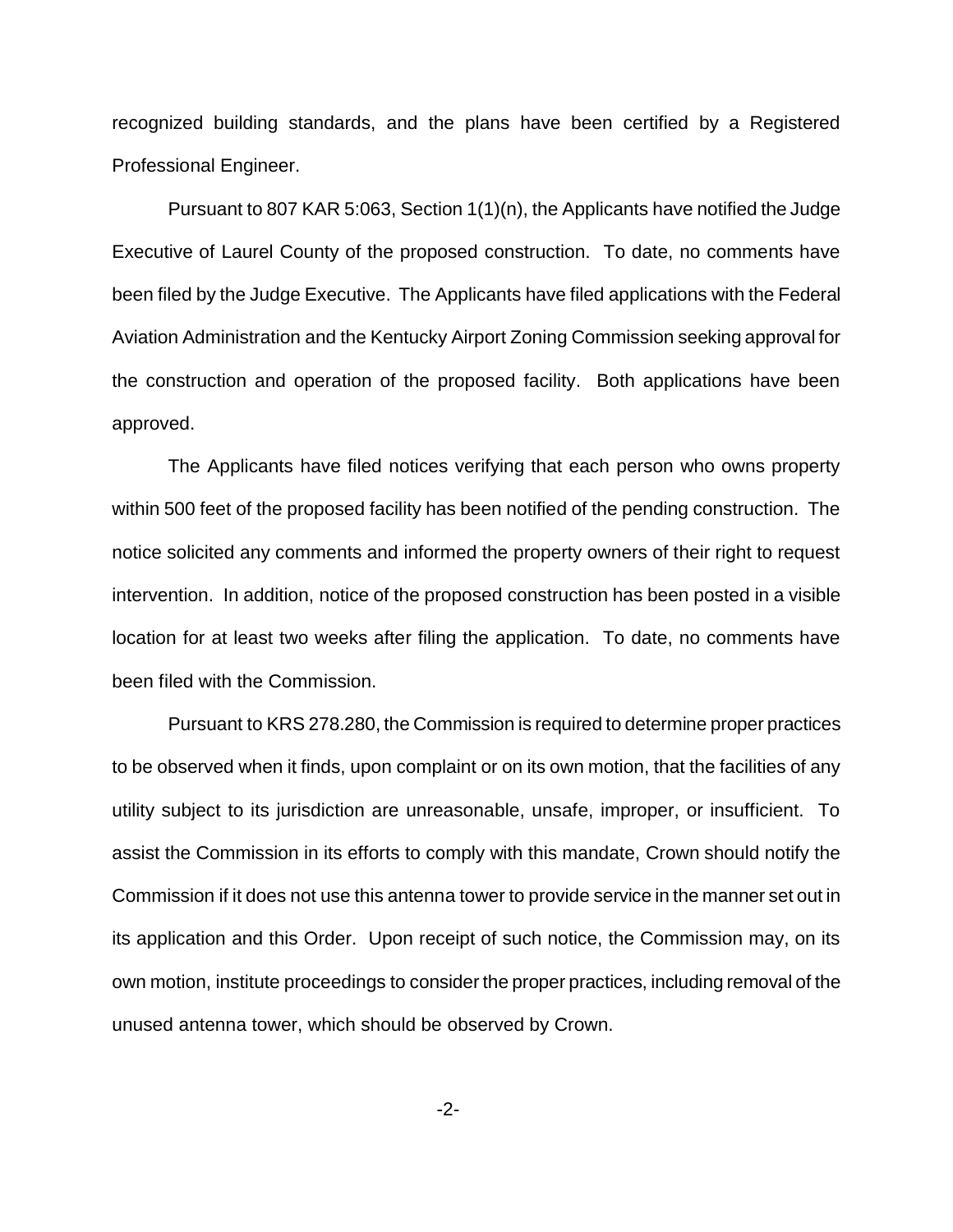recognized building standards, and the plans have been certified by a Registered Professional Engineer.

Pursuant to 807 KAR 5:063, Section 1(1)(n), the Applicants have notified the Judge Executive of Laurel County of the proposed construction. To date, no comments have been filed by the Judge Executive. The Applicants have filed applications with the Federal Aviation Administration and the Kentucky Airport Zoning Commission seeking approval for the construction and operation of the proposed facility. Both applications have been approved.

The Applicants have filed notices verifying that each person who owns property within 500 feet of the proposed facility has been notified of the pending construction. The notice solicited any comments and informed the property owners of their right to request intervention. In addition, notice of the proposed construction has been posted in a visible location for at least two weeks after filing the application. To date, no comments have been filed with the Commission.

Pursuant to KRS 278.280, the Commission is required to determine proper practices to be observed when it finds, upon complaint or on its own motion, that the facilities of any utility subject to its jurisdiction are unreasonable, unsafe, improper, or insufficient. To assist the Commission in its efforts to comply with this mandate, Crown should notify the Commission if it does not use this antenna tower to provide service in the manner set out in its application and this Order. Upon receipt of such notice, the Commission may, on its own motion, institute proceedings to consider the proper practices, including removal of the unused antenna tower, which should be observed by Crown.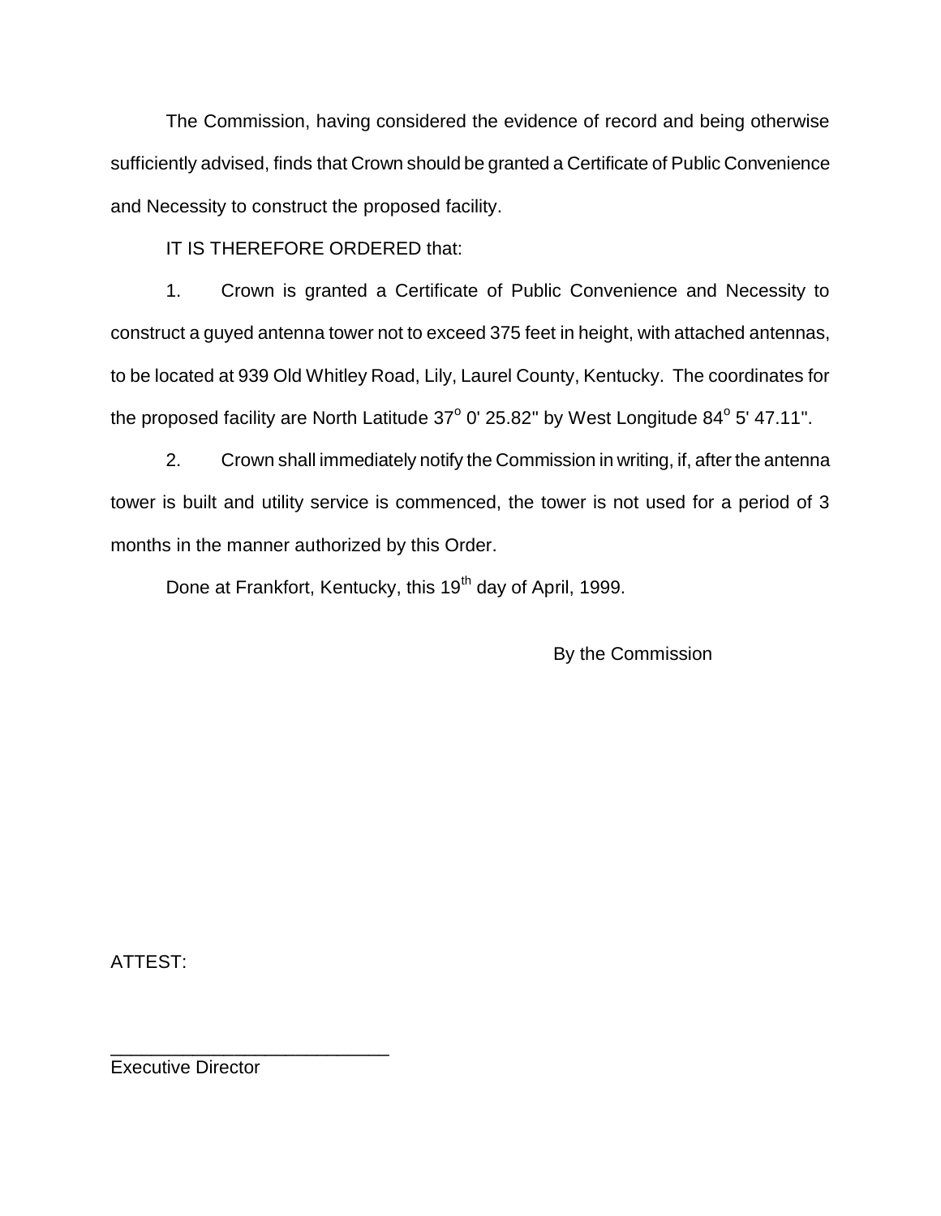The Commission, having considered the evidence of record and being otherwise sufficiently advised, finds that Crown should be granted a Certificate of Public Convenience and Necessity to construct the proposed facility.

IT IS THEREFORE ORDERED that:

1. Crown is granted a Certificate of Public Convenience and Necessity to construct a guyed antenna tower not to exceed 375 feet in height, with attached antennas, to be located at 939 Old Whitley Road, Lily, Laurel County, Kentucky. The coordinates for the proposed facility are North Latitude 37° 0' 25.82" by West Longitude 84° 5' 47.11".

2. Crown shall immediately notify the Commission in writing, if, after the antenna tower is built and utility service is commenced, the tower is not used for a period of 3 months in the manner authorized by this Order.

Done at Frankfort, Kentucky, this 19th day of April, 1999.

By the Commission

ATTEST:

___________________________
Executive Director